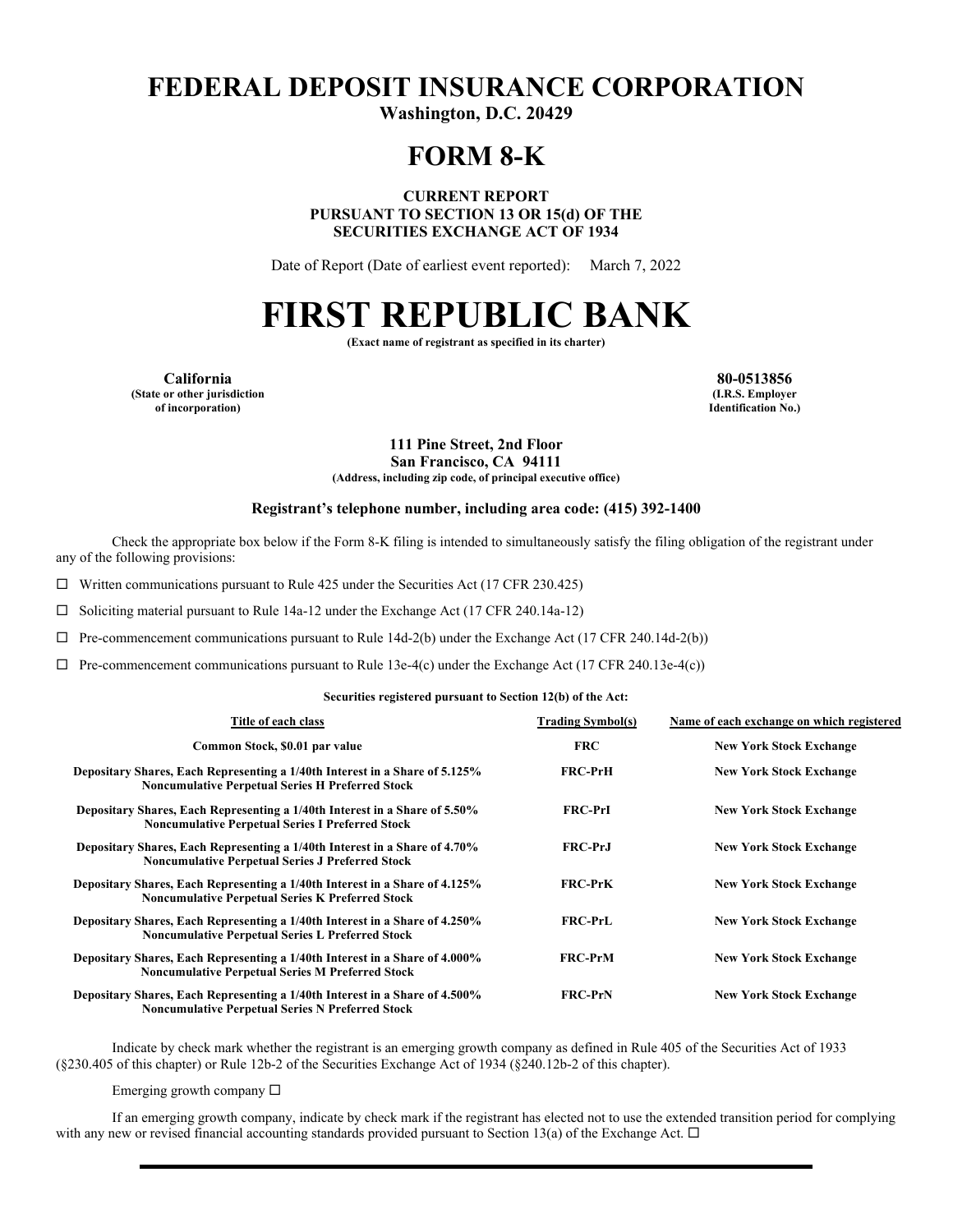# FEDERAL DEPOSIT INSURANCE CORPORATION

**Washington, D.C. 20429**

# FORM 8-K

**CURRENT REPORT**
**PURSUANT TO SECTION 13 OR 15(d) OF THE**
**SECURITIES EXCHANGE ACT OF 1934**

Date of Report (Date of earliest event reported): March 7, 2022

# FIRST REPUBLIC BANK

**(Exact name of registrant as specified in its charter)**

| **California** | **80-0513856** |
|---|---|
| **(State or other jurisdiction of incorporation)** | **(I.R.S. Employer Identification No.)** |

**111 Pine Street, 2nd Floor**
**San Francisco, CA 94111**
**(Address, including zip code, of principal executive office)**

**Registrant's telephone number, including area code: (415) 392-1400**

Check the appropriate box below if the Form 8-K filing is intended to simultaneously satisfy the filing obligation of the registrant under any of the following provisions:

☐ Written communications pursuant to Rule 425 under the Securities Act (17 CFR 230.425)

☐ Soliciting material pursuant to Rule 14a-12 under the Exchange Act (17 CFR 240.14a-12)

☐ Pre-commencement communications pursuant to Rule 14d-2(b) under the Exchange Act (17 CFR 240.14d-2(b))

☐ Pre-commencement communications pursuant to Rule 13e-4(c) under the Exchange Act (17 CFR 240.13e-4(c))

**Securities registered pursuant to Section 12(b) of the Act:**

| Title of each class | Trading Symbol(s) | Name of each exchange on which registered |
|---|---|---|
| Common Stock, $0.01 par value | FRC | New York Stock Exchange |
| Depositary Shares, Each Representing a 1/40th Interest in a Share of 5.125% Noncumulative Perpetual Series H Preferred Stock | FRC-PrH | New York Stock Exchange |
| Depositary Shares, Each Representing a 1/40th Interest in a Share of 5.50% Noncumulative Perpetual Series I Preferred Stock | FRC-PrI | New York Stock Exchange |
| Depositary Shares, Each Representing a 1/40th Interest in a Share of 4.70% Noncumulative Perpetual Series J Preferred Stock | FRC-PrJ | New York Stock Exchange |
| Depositary Shares, Each Representing a 1/40th Interest in a Share of 4.125% Noncumulative Perpetual Series K Preferred Stock | FRC-PrK | New York Stock Exchange |
| Depositary Shares, Each Representing a 1/40th Interest in a Share of 4.250% Noncumulative Perpetual Series L Preferred Stock | FRC-PrL | New York Stock Exchange |
| Depositary Shares, Each Representing a 1/40th Interest in a Share of 4.000% Noncumulative Perpetual Series M Preferred Stock | FRC-PrM | New York Stock Exchange |
| Depositary Shares, Each Representing a 1/40th Interest in a Share of 4.500% Noncumulative Perpetual Series N Preferred Stock | FRC-PrN | New York Stock Exchange |

Indicate by check mark whether the registrant is an emerging growth company as defined in Rule 405 of the Securities Act of 1933 (§230.405 of this chapter) or Rule 12b-2 of the Securities Exchange Act of 1934 (§240.12b-2 of this chapter).

Emerging growth company ☐

If an emerging growth company, indicate by check mark if the registrant has elected not to use the extended transition period for complying with any new or revised financial accounting standards provided pursuant to Section 13(a) of the Exchange Act. ☐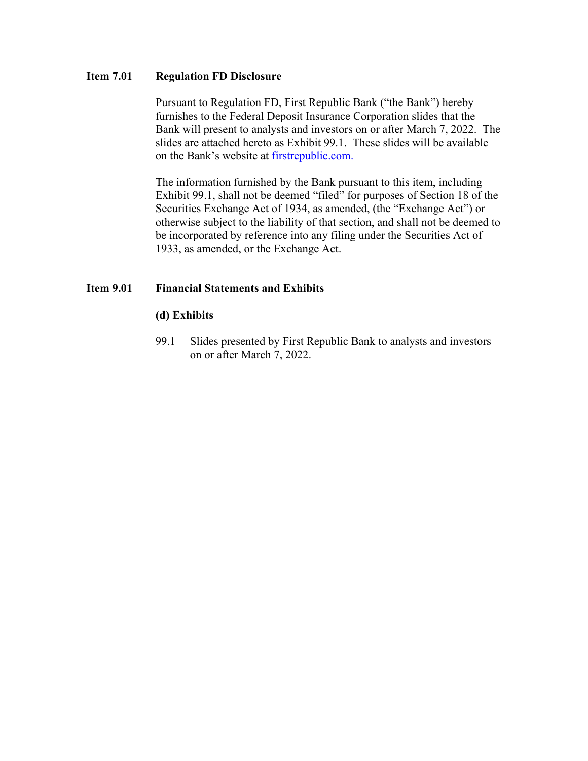## Item 7.01 Regulation FD Disclosure

Pursuant to Regulation FD, First Republic Bank ("the Bank") hereby furnishes to the Federal Deposit Insurance Corporation slides that the Bank will present to analysts and investors on or after March 7, 2022. The slides are attached hereto as Exhibit 99.1. These slides will be available on the Bank's website at firstrepublic.com.

The information furnished by the Bank pursuant to this item, including Exhibit 99.1, shall not be deemed "filed" for purposes of Section 18 of the Securities Exchange Act of 1934, as amended, (the "Exchange Act") or otherwise subject to the liability of that section, and shall not be deemed to be incorporated by reference into any filing under the Securities Act of 1933, as amended, or the Exchange Act.

## Item 9.01 Financial Statements and Exhibits

**(d) Exhibits**

99.1 Slides presented by First Republic Bank to analysts and investors on or after March 7, 2022.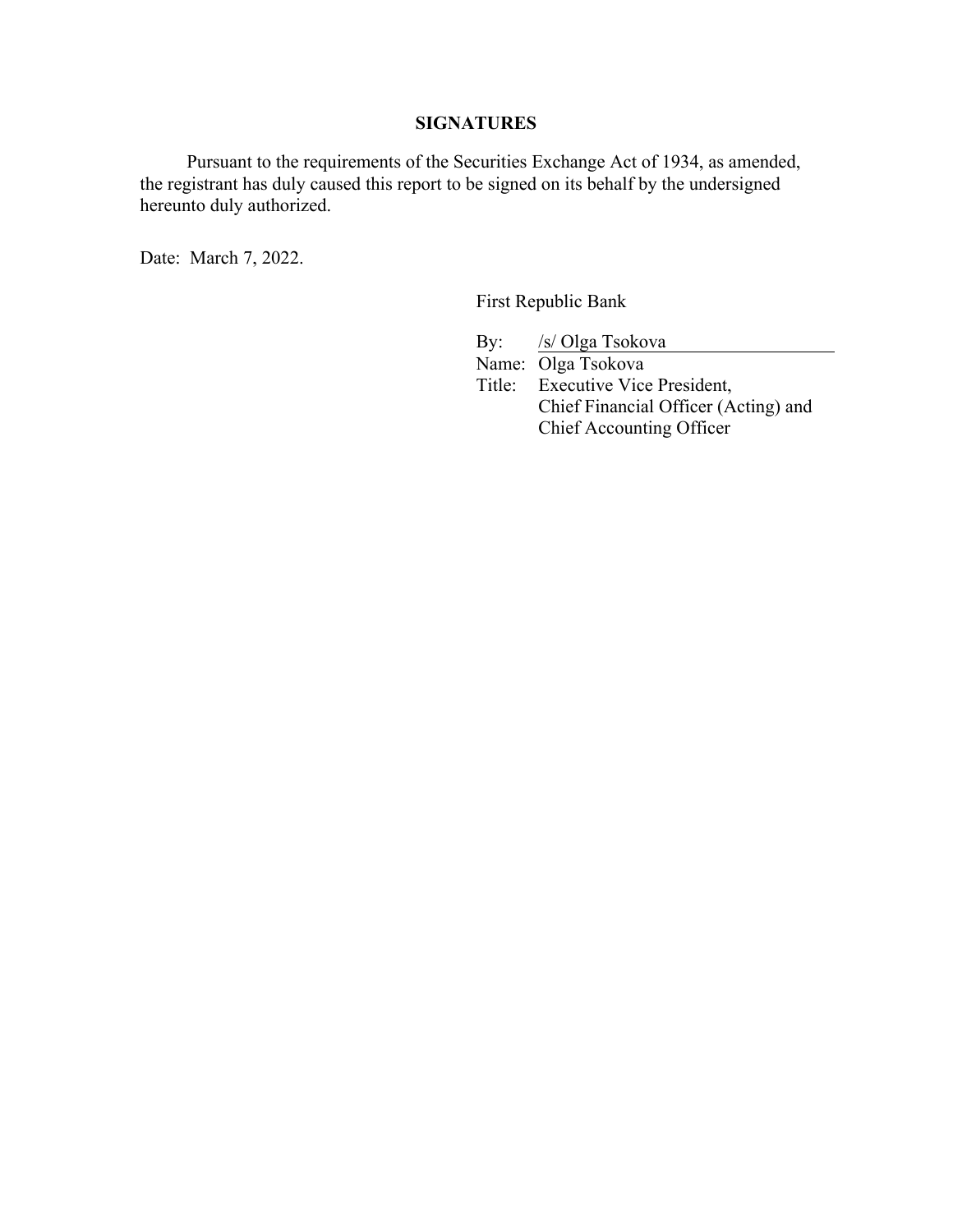## SIGNATURES

Pursuant to the requirements of the Securities Exchange Act of 1934, as amended, the registrant has duly caused this report to be signed on its behalf by the undersigned hereunto duly authorized.

Date: March 7, 2022.

First Republic Bank

By: /s/ Olga Tsokova

Name: Olga Tsokova

Title: Executive Vice President, Chief Financial Officer (Acting) and Chief Accounting Officer